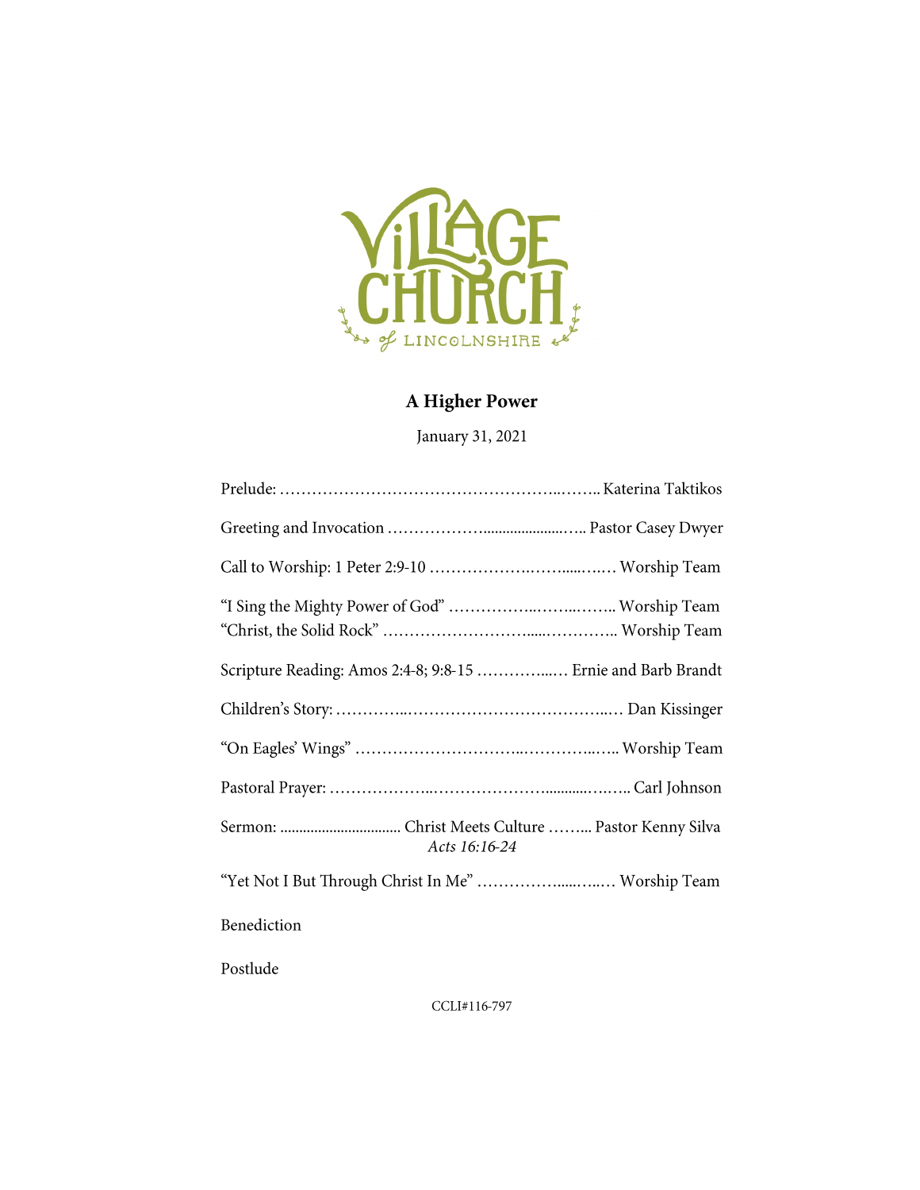VILLAGE CHURCH of LINCOLNSHIRE

# A Higher Power

January 31, 2021

Prelude: ……………………………………………..…….. Katerina Taktikos

Greeting and Invocation ………………......................….. Pastor Casey Dwyer

Call to Worship: 1 Peter 2:9-10 ……………….…….....….… Worship Team

"I Sing the Mighty Power of God" ……………..……..…….. Worship Team
"Christ, the Solid Rock" ………………………......………….. Worship Team

Scripture Reading: Amos 2:4-8; 9:8-15 …………....… Ernie and Barb Brandt

Children's Story: …………..……………………………..… Dan Kissinger

"On Eagles' Wings" ………………………..…………..….. Worship Team

Pastoral Prayer: ………………..………………….........…….. Carl Johnson

Sermon: ................................ Christ Meets Culture …….. Pastor Kenny Silva
*Acts 16:16-24*

"Yet Not I But Through Christ In Me" …………….....…..… Worship Team

Benediction

Postlude

CCLI#116-797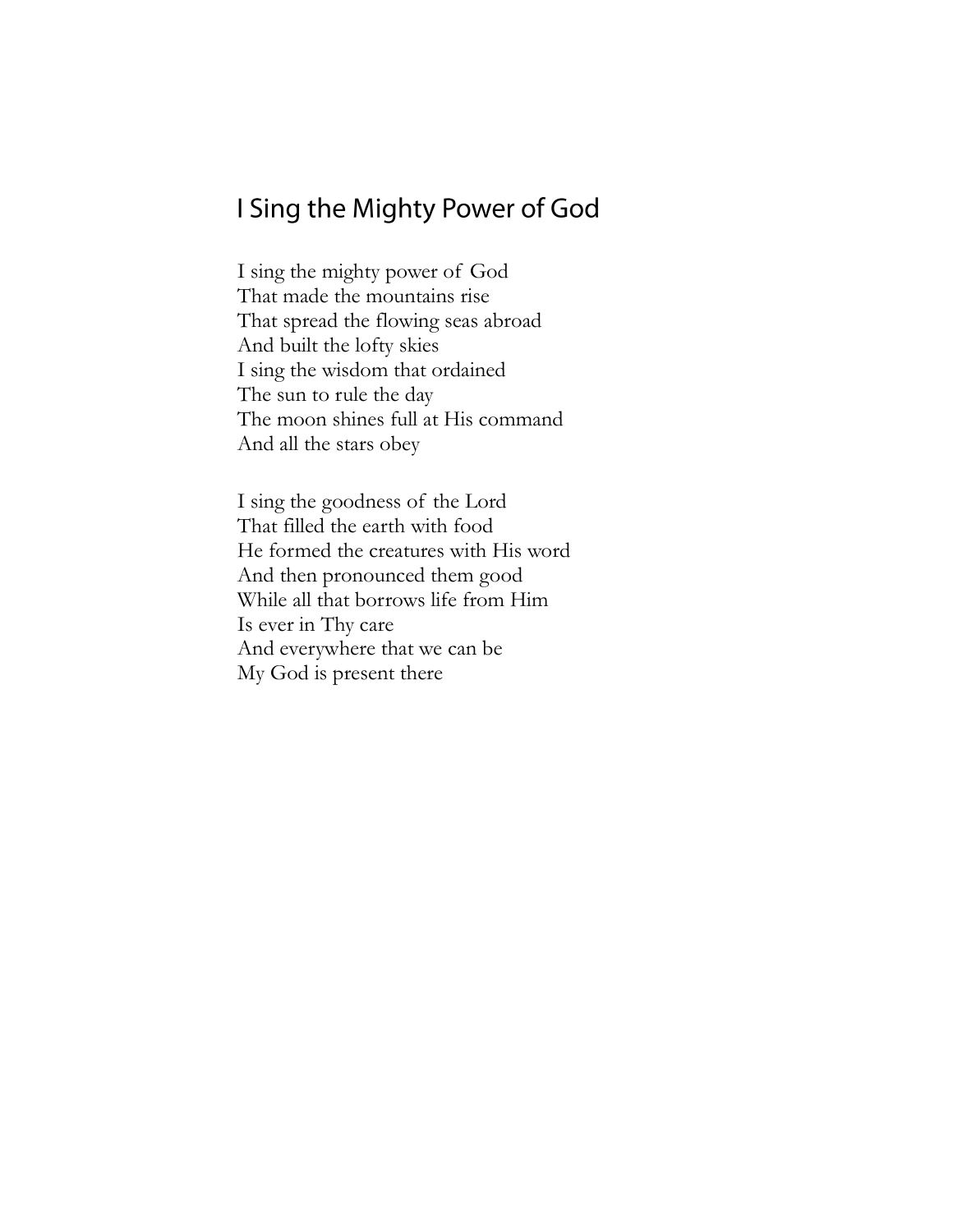## I Sing the Mighty Power of God

I sing the mighty power of God  
That made the mountains rise  
That spread the flowing seas abroad  
And built the lofty skies  
I sing the wisdom that ordained  
The sun to rule the day  
The moon shines full at His command  
And all the stars obey

I sing the goodness of the Lord  
That filled the earth with food  
He formed the creatures with His word  
And then pronounced them good  
While all that borrows life from Him  
Is ever in Thy care  
And everywhere that we can be  
My God is present there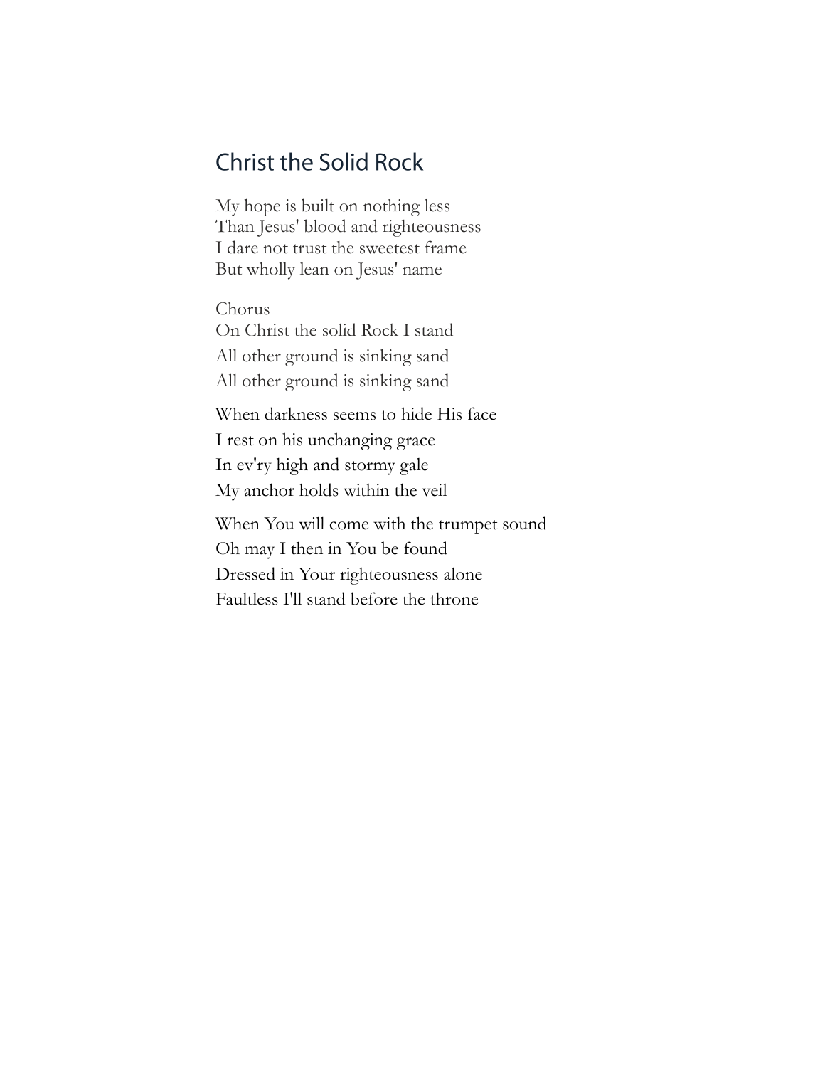## Christ the Solid Rock

My hope is built on nothing less
Than Jesus' blood and righteousness
I dare not trust the sweetest frame
But wholly lean on Jesus' name

Chorus
On Christ the solid Rock I stand
All other ground is sinking sand
All other ground is sinking sand

When darkness seems to hide His face
I rest on his unchanging grace
In ev'ry high and stormy gale
My anchor holds within the veil

When You will come with the trumpet sound
Oh may I then in You be found
Dressed in Your righteousness alone
Faultless I'll stand before the throne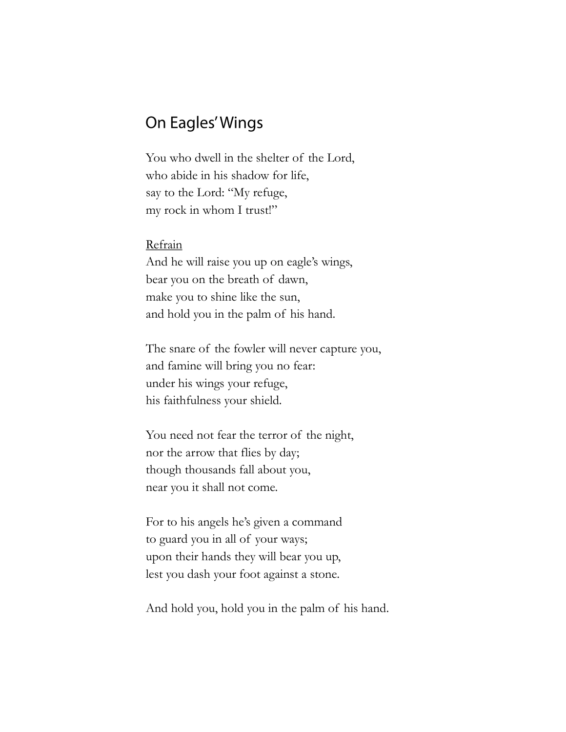# On Eagles' Wings

You who dwell in the shelter of the Lord,
who abide in his shadow for life,
say to the Lord: "My refuge,
my rock in whom I trust!"

<u>Refrain</u>
And he will raise you up on eagle's wings,
bear you on the breath of dawn,
make you to shine like the sun,
and hold you in the palm of his hand.

The snare of the fowler will never capture you,
and famine will bring you no fear:
under his wings your refuge,
his faithfulness your shield.

You need not fear the terror of the night,
nor the arrow that flies by day;
though thousands fall about you,
near you it shall not come.

For to his angels he's given a command
to guard you in all of your ways;
upon their hands they will bear you up,
lest you dash your foot against a stone.

And hold you, hold you in the palm of his hand.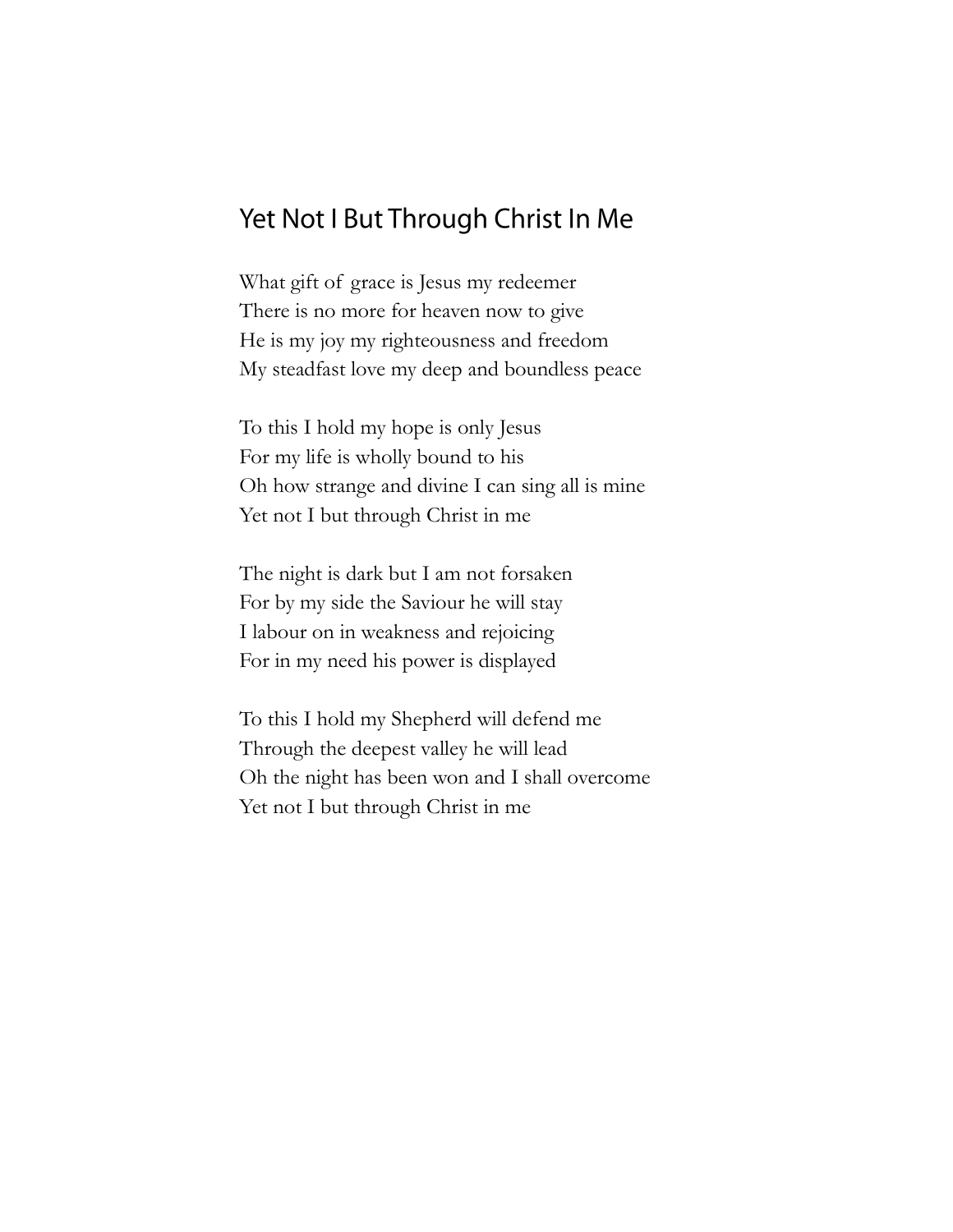# Yet Not I But Through Christ In Me

What gift of grace is Jesus my redeemer
There is no more for heaven now to give
He is my joy my righteousness and freedom
My steadfast love my deep and boundless peace

To this I hold my hope is only Jesus
For my life is wholly bound to his
Oh how strange and divine I can sing all is mine
Yet not I but through Christ in me

The night is dark but I am not forsaken
For by my side the Saviour he will stay
I labour on in weakness and rejoicing
For in my need his power is displayed

To this I hold my Shepherd will defend me
Through the deepest valley he will lead
Oh the night has been won and I shall overcome
Yet not I but through Christ in me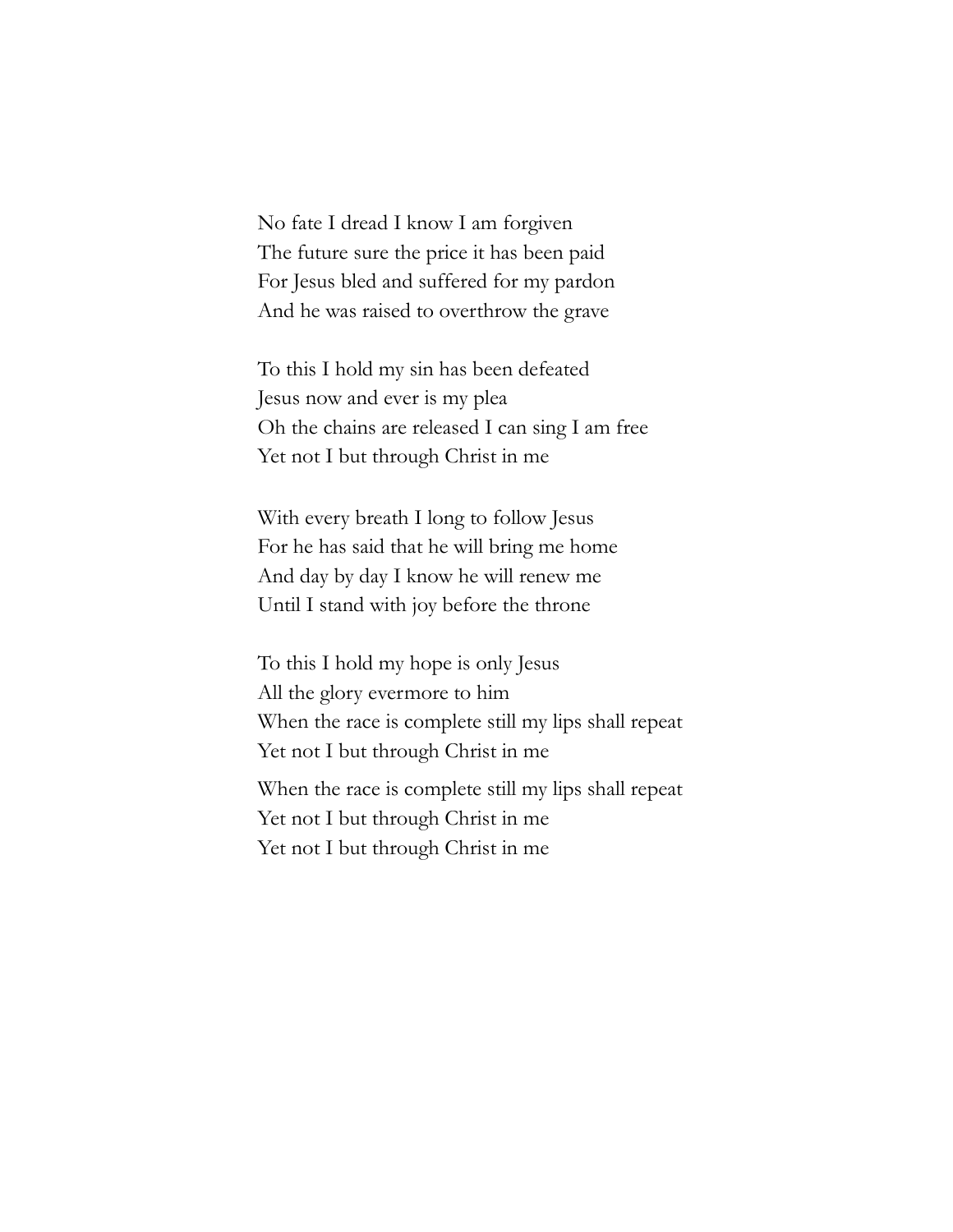No fate I dread I know I am forgiven
The future sure the price it has been paid
For Jesus bled and suffered for my pardon
And he was raised to overthrow the grave

To this I hold my sin has been defeated
Jesus now and ever is my plea
Oh the chains are released I can sing I am free
Yet not I but through Christ in me

With every breath I long to follow Jesus
For he has said that he will bring me home
And day by day I know he will renew me
Until I stand with joy before the throne

To this I hold my hope is only Jesus
All the glory evermore to him
When the race is complete still my lips shall repeat
Yet not I but through Christ in me

When the race is complete still my lips shall repeat
Yet not I but through Christ in me
Yet not I but through Christ in me